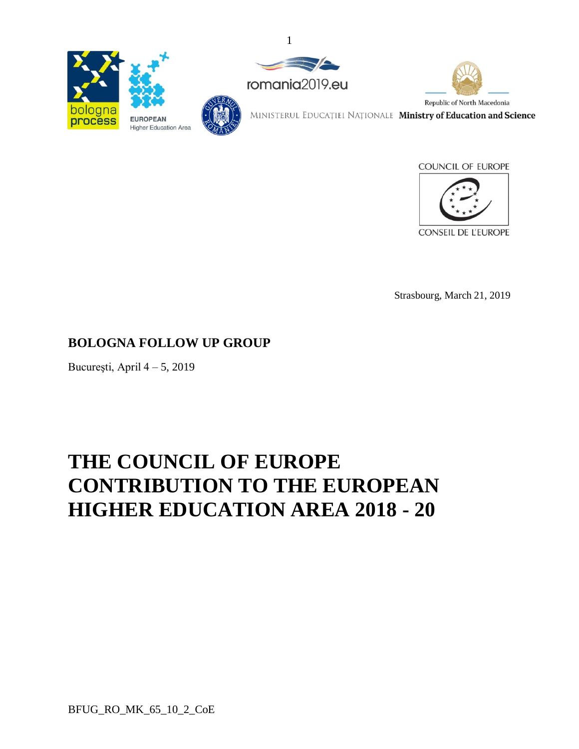bologna process

EUROPEAN Higher Education Area

romania2019.eu

MINISTERUL EDUCAȚIEI NAȚIONALE

Republic of North Macedonia
Ministry of Education and Science

COUNCIL OF EUROPE
CONSEIL DE L'EUROPE

Strasbourg, March 21, 2019

**BOLOGNA FOLLOW UP GROUP**

Bucureşti, April 4 – 5, 2019

# THE COUNCIL OF EUROPE CONTRIBUTION TO THE EUROPEAN HIGHER EDUCATION AREA 2018 - 20

BFUG_RO_MK_65_10_2_CoE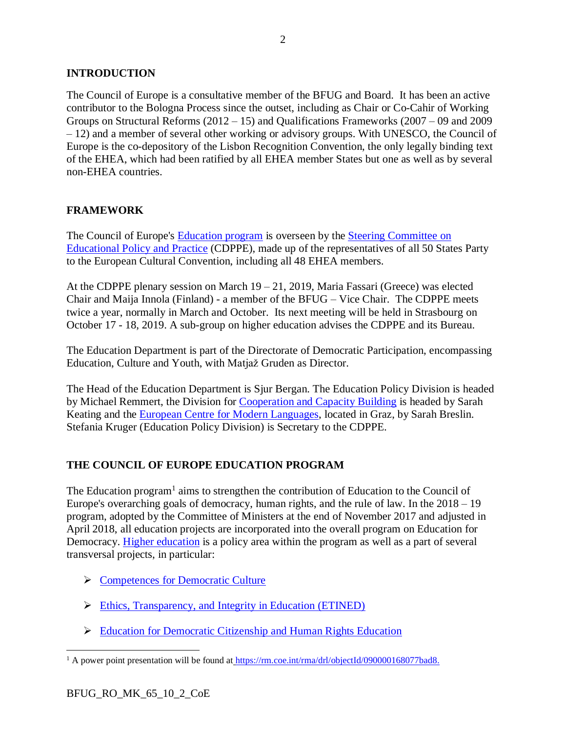## INTRODUCTION

The Council of Europe is a consultative member of the BFUG and Board. It has been an active contributor to the Bologna Process since the outset, including as Chair or Co-Cahir of Working Groups on Structural Reforms (2012 – 15) and Qualifications Frameworks (2007 – 09 and 2009 – 12) and a member of several other working or advisory groups. With UNESCO, the Council of Europe is the co-depository of the Lisbon Recognition Convention, the only legally binding text of the EHEA, which had been ratified by all EHEA member States but one as well as by several non-EHEA countries.

## FRAMEWORK

The Council of Europe's Education program is overseen by the Steering Committee on Educational Policy and Practice (CDPPE), made up of the representatives of all 50 States Party to the European Cultural Convention, including all 48 EHEA members.

At the CDPPE plenary session on March 19 – 21, 2019, Maria Fassari (Greece) was elected Chair and Maija Innola (Finland) - a member of the BFUG – Vice Chair. The CDPPE meets twice a year, normally in March and October. Its next meeting will be held in Strasbourg on October 17 - 18, 2019. A sub-group on higher education advises the CDPPE and its Bureau.

The Education Department is part of the Directorate of Democratic Participation, encompassing Education, Culture and Youth, with Matjaž Gruden as Director.

The Head of the Education Department is Sjur Bergan. The Education Policy Division is headed by Michael Remmert, the Division for Cooperation and Capacity Building is headed by Sarah Keating and the European Centre for Modern Languages, located in Graz, by Sarah Breslin. Stefania Kruger (Education Policy Division) is Secretary to the CDPPE.

## THE COUNCIL OF EUROPE EDUCATION PROGRAM

The Education program[1] aims to strengthen the contribution of Education to the Council of Europe's overarching goals of democracy, human rights, and the rule of law. In the 2018 – 19 program, adopted by the Committee of Ministers at the end of November 2017 and adjusted in April 2018, all education projects are incorporated into the overall program on Education for Democracy. Higher education is a policy area within the program as well as a part of several transversal projects, in particular:

- Competences for Democratic Culture
- Ethics, Transparency, and Integrity in Education (ETINED)
- Education for Democratic Citizenship and Human Rights Education

[1] A power point presentation will be found at https://rm.coe.int/rma/drl/objectId/090000168077bad8.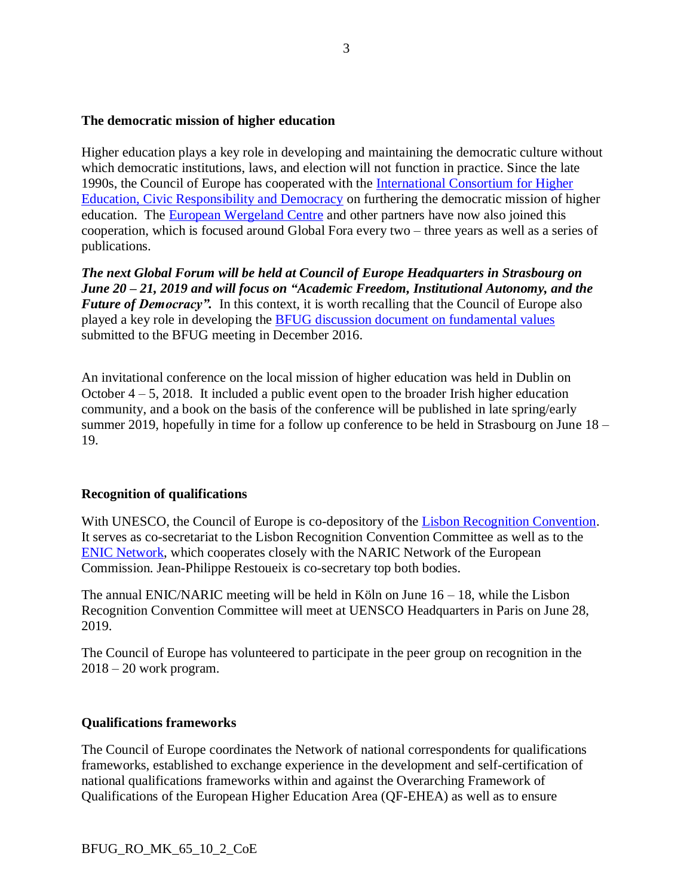**The democratic mission of higher education**

Higher education plays a key role in developing and maintaining the democratic culture without which democratic institutions, laws, and election will not function in practice. Since the late 1990s, the Council of Europe has cooperated with the International Consortium for Higher Education, Civic Responsibility and Democracy on furthering the democratic mission of higher education. The European Wergeland Centre and other partners have now also joined this cooperation, which is focused around Global Fora every two – three years as well as a series of publications.

***The next Global Forum will be held at Council of Europe Headquarters in Strasbourg on June 20 – 21, 2019 and will focus on "Academic Freedom, Institutional Autonomy, and the Future of Democracy".*** In this context, it is worth recalling that the Council of Europe also played a key role in developing the BFUG discussion document on fundamental values submitted to the BFUG meeting in December 2016.

An invitational conference on the local mission of higher education was held in Dublin on October 4 – 5, 2018. It included a public event open to the broader Irish higher education community, and a book on the basis of the conference will be published in late spring/early summer 2019, hopefully in time for a follow up conference to be held in Strasbourg on June 18 – 19.

**Recognition of qualifications**

With UNESCO, the Council of Europe is co-depository of the Lisbon Recognition Convention. It serves as co-secretariat to the Lisbon Recognition Convention Committee as well as to the ENIC Network, which cooperates closely with the NARIC Network of the European Commission. Jean-Philippe Restoueix is co-secretary top both bodies.

The annual ENIC/NARIC meeting will be held in Köln on June 16 – 18, while the Lisbon Recognition Convention Committee will meet at UENSCO Headquarters in Paris on June 28, 2019.

The Council of Europe has volunteered to participate in the peer group on recognition in the 2018 – 20 work program.

**Qualifications frameworks**

The Council of Europe coordinates the Network of national correspondents for qualifications frameworks, established to exchange experience in the development and self-certification of national qualifications frameworks within and against the Overarching Framework of Qualifications of the European Higher Education Area (QF-EHEA) as well as to ensure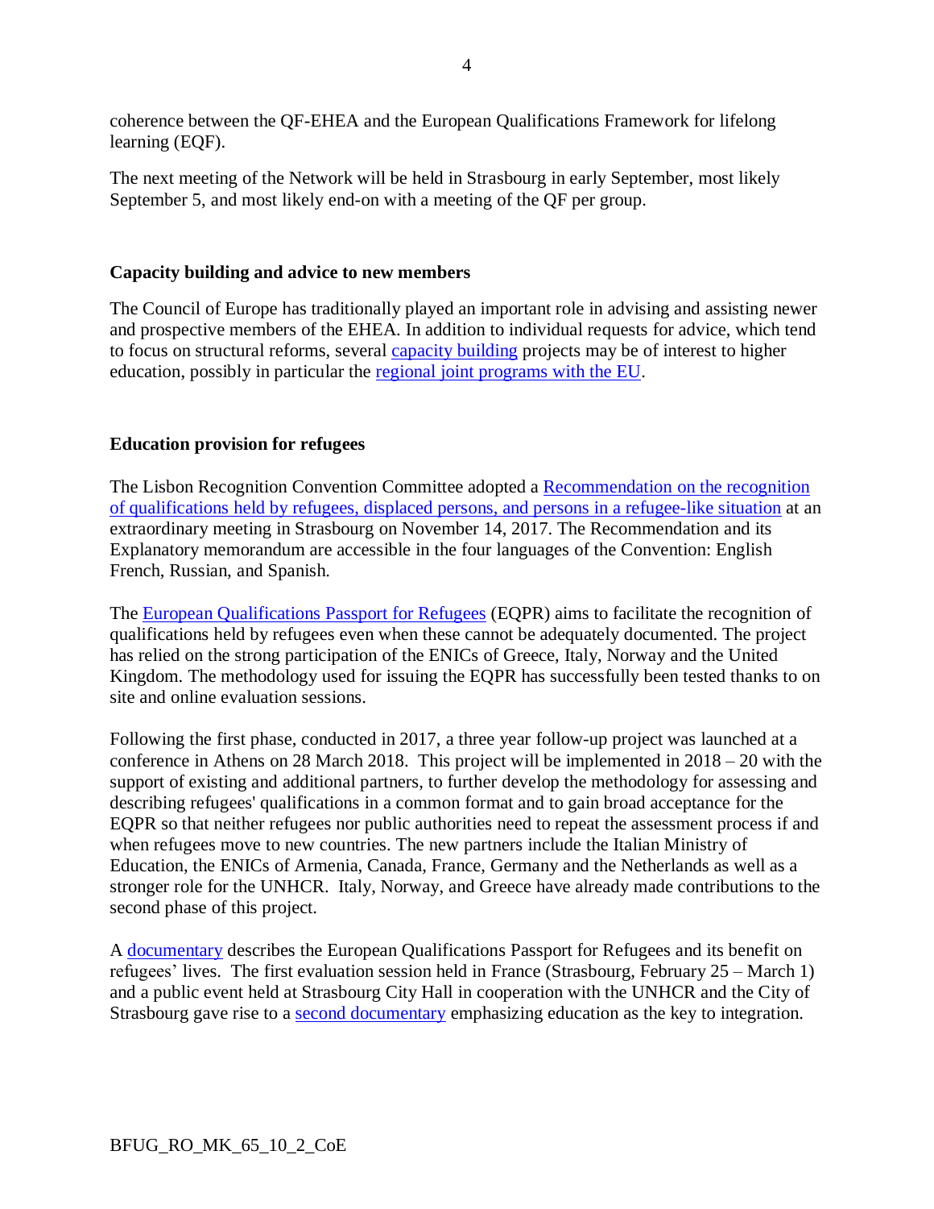coherence between the QF-EHEA and the European Qualifications Framework for lifelong learning (EQF).

The next meeting of the Network will be held in Strasbourg in early September, most likely September 5, and most likely end-on with a meeting of the QF per group.

**Capacity building and advice to new members**

The Council of Europe has traditionally played an important role in advising and assisting newer and prospective members of the EHEA. In addition to individual requests for advice, which tend to focus on structural reforms, several capacity building projects may be of interest to higher education, possibly in particular the regional joint programs with the EU.

**Education provision for refugees**

The Lisbon Recognition Convention Committee adopted a Recommendation on the recognition of qualifications held by refugees, displaced persons, and persons in a refugee-like situation at an extraordinary meeting in Strasbourg on November 14, 2017. The Recommendation and its Explanatory memorandum are accessible in the four languages of the Convention: English French, Russian, and Spanish.

The European Qualifications Passport for Refugees (EQPR) aims to facilitate the recognition of qualifications held by refugees even when these cannot be adequately documented. The project has relied on the strong participation of the ENICs of Greece, Italy, Norway and the United Kingdom. The methodology used for issuing the EQPR has successfully been tested thanks to on site and online evaluation sessions.

Following the first phase, conducted in 2017, a three year follow-up project was launched at a conference in Athens on 28 March 2018. This project will be implemented in 2018 – 20 with the support of existing and additional partners, to further develop the methodology for assessing and describing refugees' qualifications in a common format and to gain broad acceptance for the EQPR so that neither refugees nor public authorities need to repeat the assessment process if and when refugees move to new countries. The new partners include the Italian Ministry of Education, the ENICs of Armenia, Canada, France, Germany and the Netherlands as well as a stronger role for the UNHCR. Italy, Norway, and Greece have already made contributions to the second phase of this project.

A documentary describes the European Qualifications Passport for Refugees and its benefit on refugees' lives. The first evaluation session held in France (Strasbourg, February 25 – March 1) and a public event held at Strasbourg City Hall in cooperation with the UNHCR and the City of Strasbourg gave rise to a second documentary emphasizing education as the key to integration.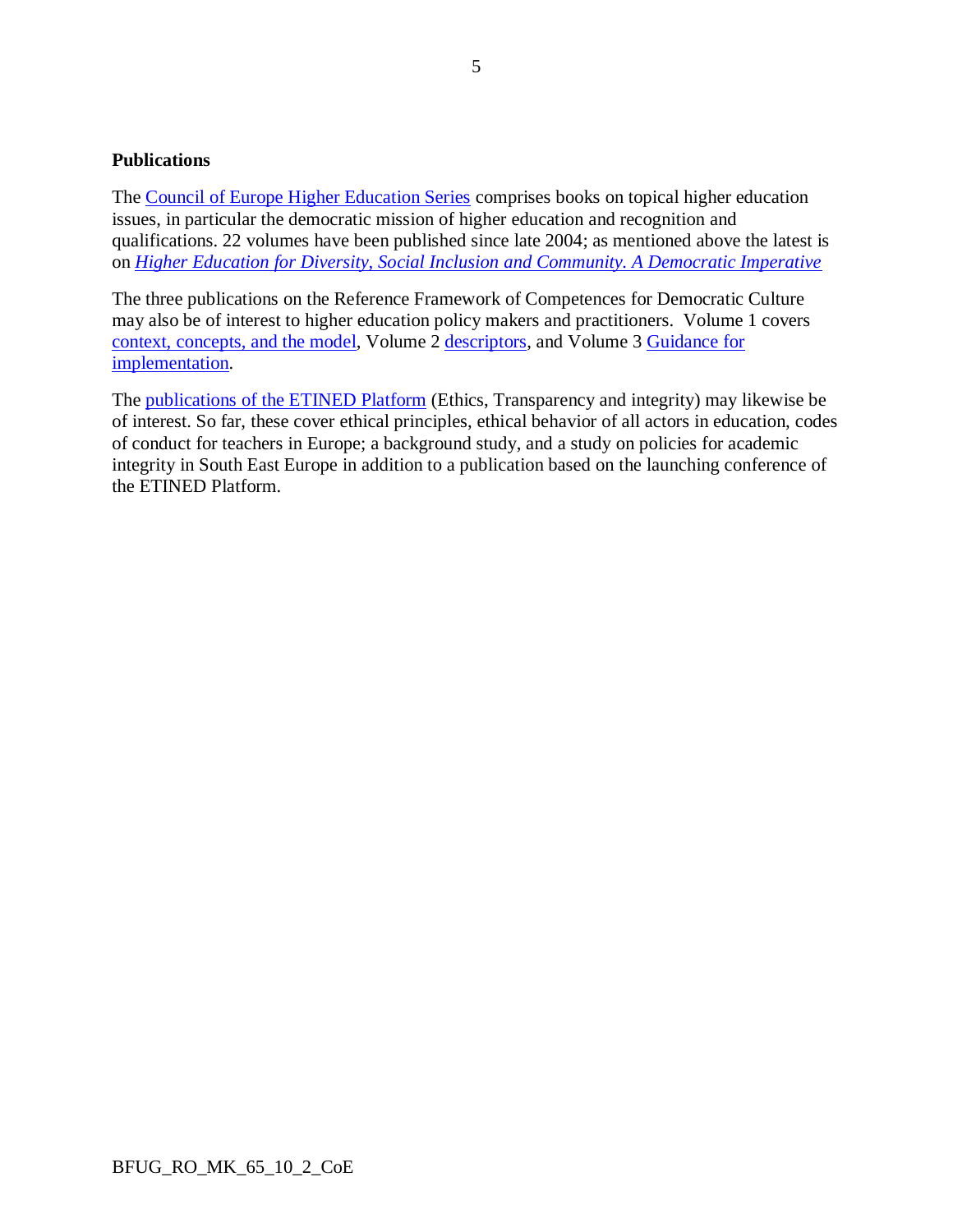**Publications**

The Council of Europe Higher Education Series comprises books on topical higher education issues, in particular the democratic mission of higher education and recognition and qualifications. 22 volumes have been published since late 2004; as mentioned above the latest is on *Higher Education for Diversity, Social Inclusion and Community. A Democratic Imperative*

The three publications on the Reference Framework of Competences for Democratic Culture may also be of interest to higher education policy makers and practitioners. Volume 1 covers context, concepts, and the model, Volume 2 descriptors, and Volume 3 Guidance for implementation.

The publications of the ETINED Platform (Ethics, Transparency and integrity) may likewise be of interest. So far, these cover ethical principles, ethical behavior of all actors in education, codes of conduct for teachers in Europe; a background study, and a study on policies for academic integrity in South East Europe in addition to a publication based on the launching conference of the ETINED Platform.